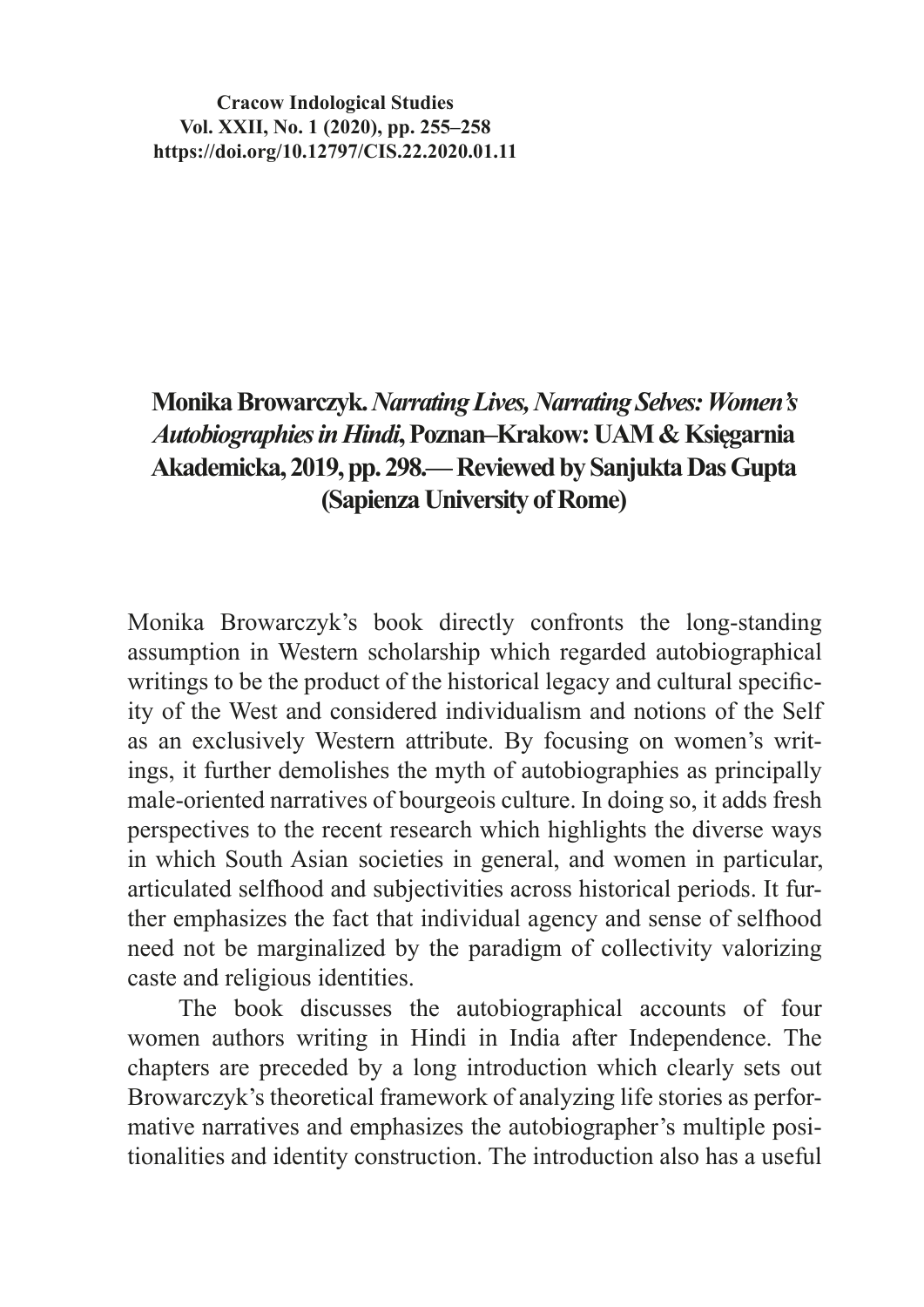Cracow Indological Studies
Vol. XXII, No. 1 (2020), pp. 255–258
https://doi.org/10.12797/CIS.22.2020.01.11

# Monika Browarczyk. *Narrating Lives, Narrating Selves: Women's Autobiographies in Hindi*, Poznan–Krakow: UAM & Księgarnia Akademicka, 2019, pp. 298.— Reviewed by Sanjukta Das Gupta (Sapienza University of Rome)

Monika Browarczyk's book directly confronts the long-standing assumption in Western scholarship which regarded autobiographical writings to be the product of the historical legacy and cultural specificity of the West and considered individualism and notions of the Self as an exclusively Western attribute. By focusing on women's writings, it further demolishes the myth of autobiographies as principally male-oriented narratives of bourgeois culture. In doing so, it adds fresh perspectives to the recent research which highlights the diverse ways in which South Asian societies in general, and women in particular, articulated selfhood and subjectivities across historical periods. It further emphasizes the fact that individual agency and sense of selfhood need not be marginalized by the paradigm of collectivity valorizing caste and religious identities.

The book discusses the autobiographical accounts of four women authors writing in Hindi in India after Independence. The chapters are preceded by a long introduction which clearly sets out Browarczyk's theoretical framework of analyzing life stories as performative narratives and emphasizes the autobiographer's multiple positionalities and identity construction. The introduction also has a useful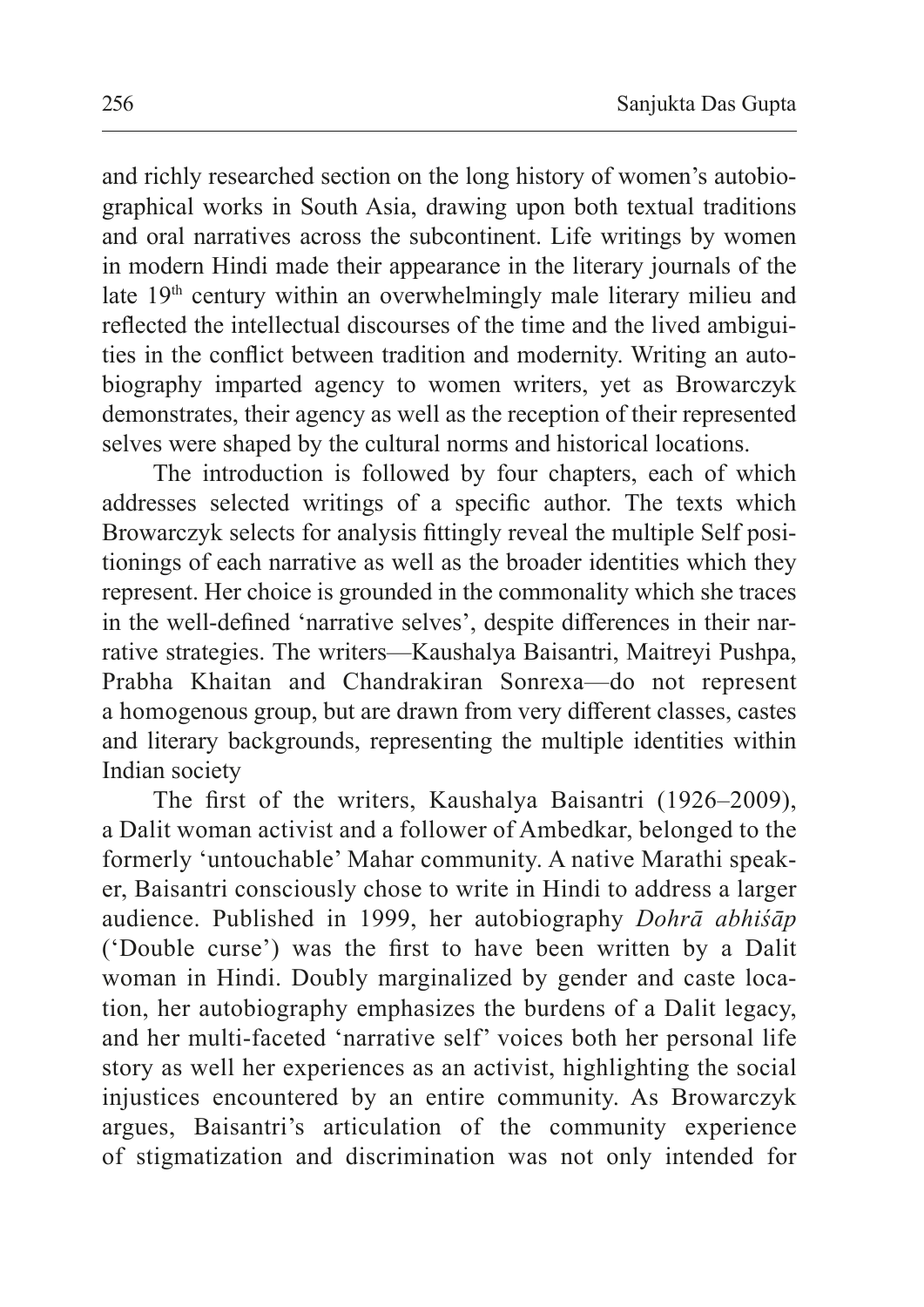and richly researched section on the long history of women's autobiographical works in South Asia, drawing upon both textual traditions and oral narratives across the subcontinent. Life writings by women in modern Hindi made their appearance in the literary journals of the late 19th century within an overwhelmingly male literary milieu and reflected the intellectual discourses of the time and the lived ambiguities in the conflict between tradition and modernity. Writing an autobiography imparted agency to women writers, yet as Browarczyk demonstrates, their agency as well as the reception of their represented selves were shaped by the cultural norms and historical locations.

The introduction is followed by four chapters, each of which addresses selected writings of a specific author. The texts which Browarczyk selects for analysis fittingly reveal the multiple Self positionings of each narrative as well as the broader identities which they represent. Her choice is grounded in the commonality which she traces in the well-defined 'narrative selves', despite differences in their narrative strategies. The writers—Kaushalya Baisantri, Maitreyi Pushpa, Prabha Khaitan and Chandrakiran Sonrexa—do not represent a homogenous group, but are drawn from very different classes, castes and literary backgrounds, representing the multiple identities within Indian society

The first of the writers, Kaushalya Baisantri (1926–2009), a Dalit woman activist and a follower of Ambedkar, belonged to the formerly 'untouchable' Mahar community. A native Marathi speaker, Baisantri consciously chose to write in Hindi to address a larger audience. Published in 1999, her autobiography *Dohrā abhiśāp* ('Double curse') was the first to have been written by a Dalit woman in Hindi. Doubly marginalized by gender and caste location, her autobiography emphasizes the burdens of a Dalit legacy, and her multi-faceted 'narrative self' voices both her personal life story as well her experiences as an activist, highlighting the social injustices encountered by an entire community. As Browarczyk argues, Baisantri's articulation of the community experience of stigmatization and discrimination was not only intended for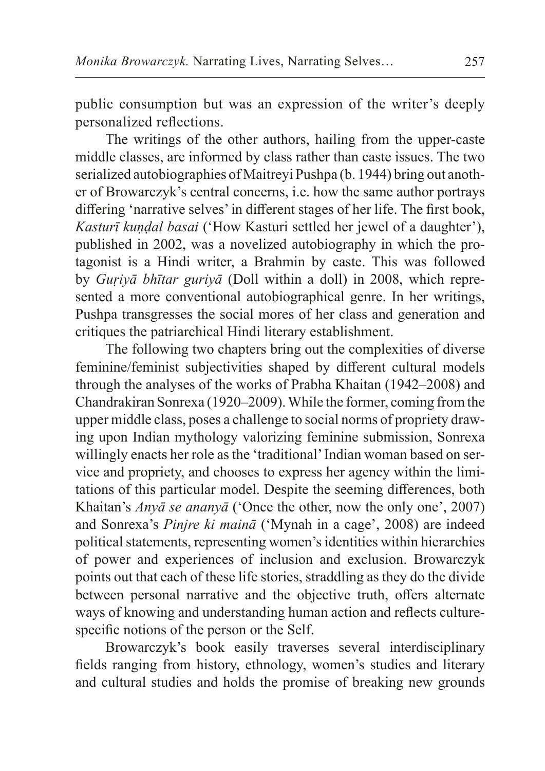public consumption but was an expression of the writer's deeply personalized reflections.

The writings of the other authors, hailing from the upper-caste middle classes, are informed by class rather than caste issues. The two serialized autobiographies of Maitreyi Pushpa (b. 1944) bring out another of Browarczyk's central concerns, i.e. how the same author portrays differing 'narrative selves' in different stages of her life. The first book, *Kasturī kuṇḍal basai* ('How Kasturi settled her jewel of a daughter'), published in 2002, was a novelized autobiography in which the protagonist is a Hindi writer, a Brahmin by caste. This was followed by *Guṛiyā bhītar guriyā* (Doll within a doll) in 2008, which represented a more conventional autobiographical genre. In her writings, Pushpa transgresses the social mores of her class and generation and critiques the patriarchical Hindi literary establishment.

The following two chapters bring out the complexities of diverse feminine/feminist subjectivities shaped by different cultural models through the analyses of the works of Prabha Khaitan (1942–2008) and Chandrakiran Sonrexa (1920–2009). While the former, coming from the upper middle class, poses a challenge to social norms of propriety drawing upon Indian mythology valorizing feminine submission, Sonrexa willingly enacts her role as the 'traditional' Indian woman based on service and propriety, and chooses to express her agency within the limitations of this particular model. Despite the seeming differences, both Khaitan's *Anyā se ananyā* ('Once the other, now the only one', 2007) and Sonrexa's *Pinjre ki mainā* ('Mynah in a cage', 2008) are indeed political statements, representing women's identities within hierarchies of power and experiences of inclusion and exclusion. Browarczyk points out that each of these life stories, straddling as they do the divide between personal narrative and the objective truth, offers alternate ways of knowing and understanding human action and reflects culture-specific notions of the person or the Self.

Browarczyk's book easily traverses several interdisciplinary fields ranging from history, ethnology, women's studies and literary and cultural studies and holds the promise of breaking new grounds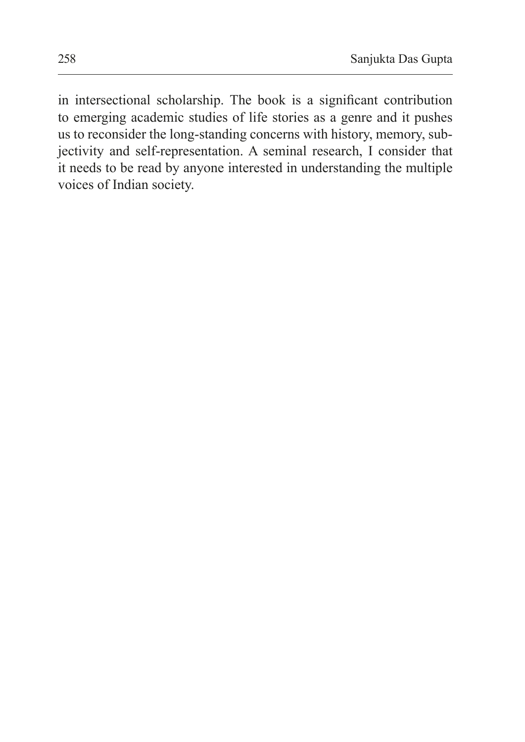in intersectional scholarship. The book is a significant contribution to emerging academic studies of life stories as a genre and it pushes us to reconsider the long-standing concerns with history, memory, subjectivity and self-representation. A seminal research, I consider that it needs to be read by anyone interested in understanding the multiple voices of Indian society.